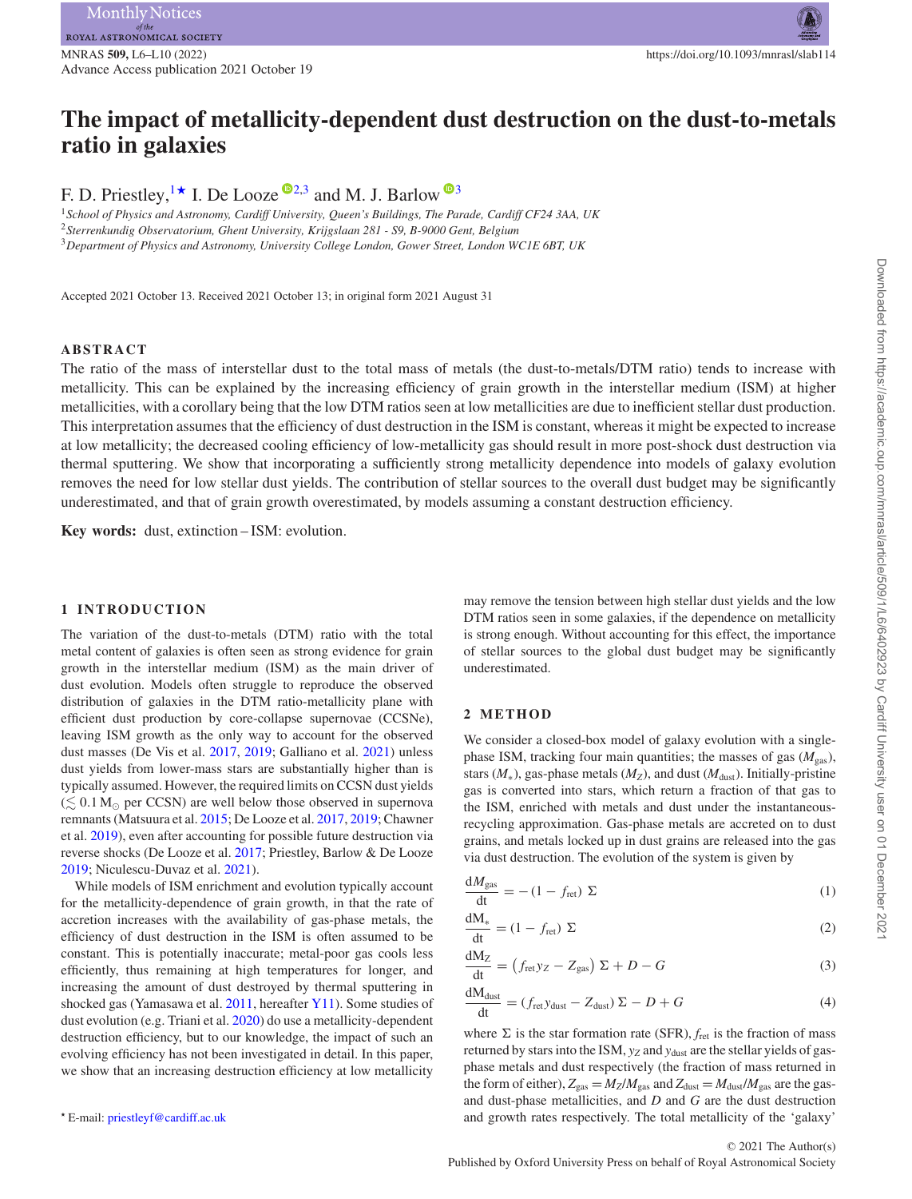# The impact of metallicity-dependent dust destruction on the dust-to-metals ratio in galaxies

F. D. Priestley,[1★] I. De Looze[2,3] and M. J. Barlow[3]

[1] *School of Physics and Astronomy, Cardiff University, Queen's Buildings, The Parade, Cardiff CF24 3AA, UK*
[2] *Sterrenkundig Observatorium, Ghent University, Krijgslaan 281 - S9, B-9000 Gent, Belgium*
[3] *Department of Physics and Astronomy, University College London, Gower Street, London WC1E 6BT, UK*

Accepted 2021 October 13. Received 2021 October 13; in original form 2021 August 31

## ABSTRACT

The ratio of the mass of interstellar dust to the total mass of metals (the dust-to-metals/DTM ratio) tends to increase with metallicity. This can be explained by the increasing efficiency of grain growth in the interstellar medium (ISM) at higher metallicities, with a corollary being that the low DTM ratios seen at low metallicities are due to inefficient stellar dust production. This interpretation assumes that the efficiency of dust destruction in the ISM is constant, whereas it might be expected to increase at low metallicity; the decreased cooling efficiency of low-metallicity gas should result in more post-shock dust destruction via thermal sputtering. We show that incorporating a sufficiently strong metallicity dependence into models of galaxy evolution removes the need for low stellar dust yields. The contribution of stellar sources to the overall dust budget may be significantly underestimated, and that of grain growth overestimated, by models assuming a constant destruction efficiency.

**Key words:** dust, extinction – ISM: evolution.

## 1 INTRODUCTION

The variation of the dust-to-metals (DTM) ratio with the total metal content of galaxies is often seen as strong evidence for grain growth in the interstellar medium (ISM) as the main driver of dust evolution. Models often struggle to reproduce the observed distribution of galaxies in the DTM ratio-metallicity plane with efficient dust production by core-collapse supernovae (CCSNe), leaving ISM growth as the only way to account for the observed dust masses (De Vis et al. 2017, 2019; Galliano et al. 2021) unless dust yields from lower-mass stars are substantially higher than is typically assumed. However, the required limits on CCSN dust yields ($\lesssim 0.1\,\mathrm{M}_\odot$ per CCSN) are well below those observed in supernova remnants (Matsuura et al. 2015; De Looze et al. 2017, 2019; Chawner et al. 2019), even after accounting for possible future destruction via reverse shocks (De Looze et al. 2017; Priestley, Barlow & De Looze 2019; Niculescu-Duvaz et al. 2021).

While models of ISM enrichment and evolution typically account for the metallicity-dependence of grain growth, in that the rate of accretion increases with the availability of gas-phase metals, the efficiency of dust destruction in the ISM is often assumed to be constant. This is potentially inaccurate; metal-poor gas cools less efficiently, thus remaining at high temperatures for longer, and increasing the amount of dust destroyed by thermal sputtering in shocked gas (Yamasawa et al. 2011, hereafter Y11). Some studies of dust evolution (e.g. Triani et al. 2020) do use a metallicity-dependent destruction efficiency, but to our knowledge, the impact of such an evolving efficiency has not been investigated in detail. In this paper, we show that an increasing destruction efficiency at low metallicity may remove the tension between high stellar dust yields and the low DTM ratios seen in some galaxies, if the dependence on metallicity is strong enough. Without accounting for this effect, the importance of stellar sources to the global dust budget may be significantly underestimated.

## 2 METHOD

We consider a closed-box model of galaxy evolution with a single-phase ISM, tracking four main quantities; the masses of gas ($M_{\rm gas}$), stars ($M_*$), gas-phase metals ($M_Z$), and dust ($M_{\rm dust}$). Initially-pristine gas is converted into stars, which return a fraction of that gas to the ISM, enriched with metals and dust under the instantaneous-recycling approximation. Gas-phase metals are accreted on to dust grains, and metals locked up in dust grains are released into the gas via dust destruction. The evolution of the system is given by

$$\frac{\mathrm{d}M_{\rm gas}}{\mathrm{d}t} = -(1 - f_{\rm ret})\,\Sigma \tag{1}$$

$$\frac{\mathrm{d}M_*}{\mathrm{d}t} = (1 - f_{\rm ret})\,\Sigma \tag{2}$$

$$\frac{\mathrm{d}M_Z}{\mathrm{d}t} = \left(f_{\rm ret}y_Z - Z_{\rm gas}\right)\Sigma + D - G \tag{3}$$

$$\frac{\mathrm{d}M_{\rm dust}}{\mathrm{d}t} = (f_{\rm ret}y_{\rm dust} - Z_{\rm dust})\,\Sigma - D + G \tag{4}$$

where $\Sigma$ is the star formation rate (SFR), $f_{\rm ret}$ is the fraction of mass returned by stars into the ISM, $y_Z$ and $y_{\rm dust}$ are the stellar yields of gas-phase metals and dust respectively (the fraction of mass returned in the form of either), $Z_{\rm gas} = M_Z/M_{\rm gas}$ and $Z_{\rm dust} = M_{\rm dust}/M_{\rm gas}$ are the gas- and dust-phase metallicities, and $D$ and $G$ are the dust destruction and growth rates respectively. The total metallicity of the 'galaxy'

★ E-mail: priestleyf@cardiff.ac.uk

© 2021 The Author(s)
Published by Oxford University Press on behalf of Royal Astronomical Society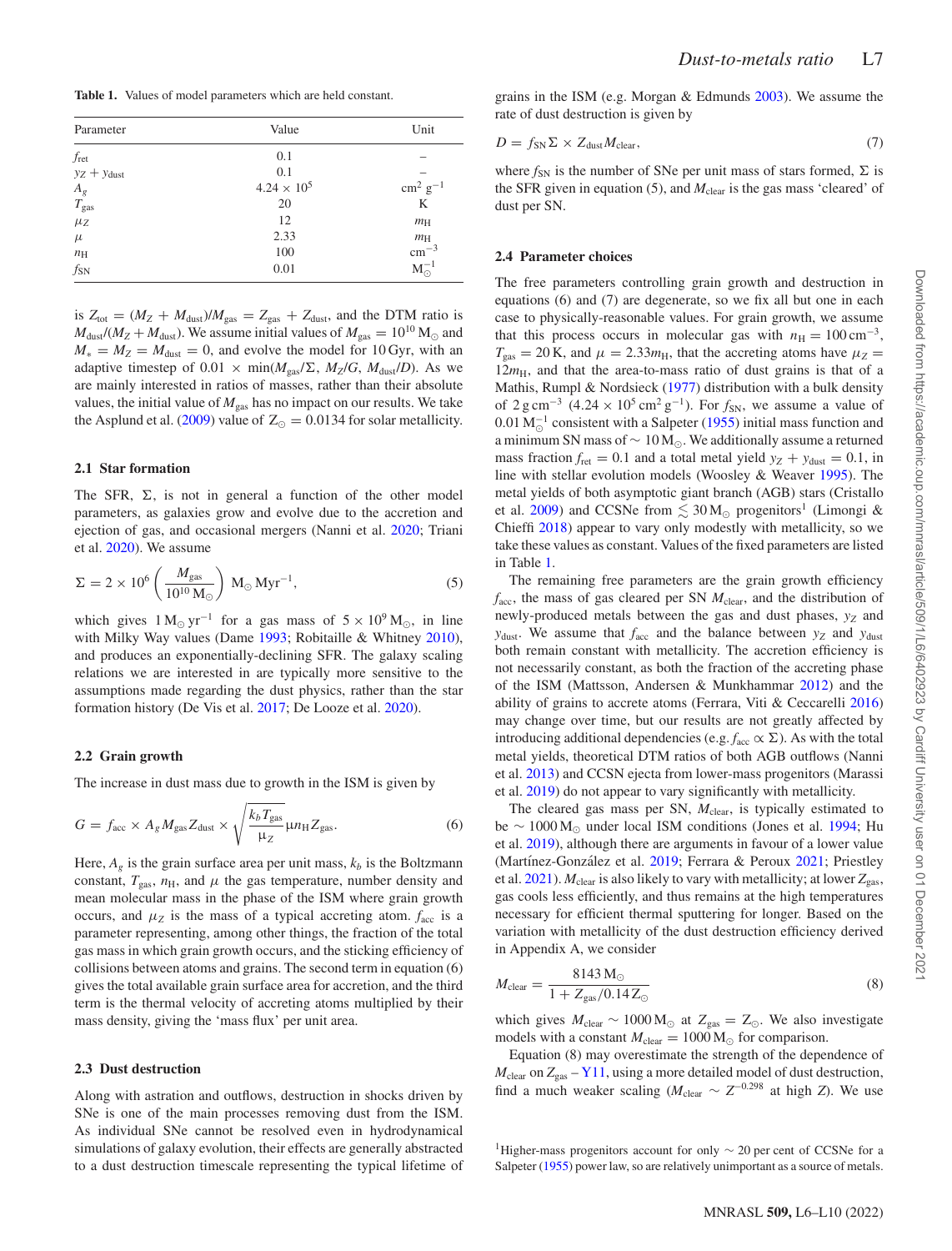**Table 1.** Values of model parameters which are held constant.

| Parameter | Value | Unit |
|---|---|---|
| $f_{\rm ret}$ | 0.1 | – |
| $y_Z + y_{\rm dust}$ | 0.1 | – |
| $A_g$ | $4.24 \times 10^5$ | $\rm cm^2\,g^{-1}$ |
| $T_{\rm gas}$ | 20 | K |
| $\mu_Z$ | 12 | $m_{\rm H}$ |
| $\mu$ | 2.33 | $m_{\rm H}$ |
| $n_{\rm H}$ | 100 | $\rm cm^{-3}$ |
| $f_{\rm SN}$ | 0.01 | $\rm M_\odot^{-1}$ |

is $Z_{\rm tot} = (M_Z + M_{\rm dust})/M_{\rm gas} = Z_{\rm gas} + Z_{\rm dust}$, and the DTM ratio is $M_{\rm dust}/(M_Z + M_{\rm dust})$. We assume initial values of $M_{\rm gas} = 10^{10}\,\rm M_\odot$ and $M_* = M_Z = M_{\rm dust} = 0$, and evolve the model for 10 Gyr, with an adaptive timestep of $0.01 \times \min(M_{\rm gas}/\Sigma,\, M_Z/G,\, M_{\rm dust}/D)$. As we are mainly interested in ratios of masses, rather than their absolute values, the initial value of $M_{\rm gas}$ has no impact on our results. We take the Asplund et al. (2009) value of $\rm Z_\odot = 0.0134$ for solar metallicity.

### 2.1 Star formation

The SFR, $\Sigma$, is not in general a function of the other model parameters, as galaxies grow and evolve due to the accretion and ejection of gas, and occasional mergers (Nanni et al. 2020; Triani et al. 2020). We assume

$$\Sigma = 2 \times 10^6 \left(\frac{M_{\rm gas}}{10^{10}\,\rm M_\odot}\right)\,\rm M_\odot\,Myr^{-1}, \tag{5}$$

which gives $1\,\rm M_\odot\,yr^{-1}$ for a gas mass of $5 \times 10^9\,\rm M_\odot$, in line with Milky Way values (Dame 1993; Robitaille & Whitney 2010), and produces an exponentially-declining SFR. The galaxy scaling relations we are interested in are typically more sensitive to the assumptions made regarding the dust physics, rather than the star formation history (De Vis et al. 2017; De Looze et al. 2020).

### 2.2 Grain growth

The increase in dust mass due to growth in the ISM is given by

$$G = f_{\rm acc} \times A_g M_{\rm gas} Z_{\rm dust} \times \sqrt{\frac{k_b T_{\rm gas}}{\mu_Z}}\,\mu n_{\rm H} Z_{\rm gas}. \tag{6}$$

Here, $A_g$ is the grain surface area per unit mass, $k_b$ is the Boltzmann constant, $T_{\rm gas}$, $n_{\rm H}$, and $\mu$ the gas temperature, number density and mean molecular mass in the phase of the ISM where grain growth occurs, and $\mu_Z$ is the mass of a typical accreting atom. $f_{\rm acc}$ is a parameter representing, among other things, the fraction of the total gas mass in which grain growth occurs, and the sticking efficiency of collisions between atoms and grains. The second term in equation (6) gives the total available grain surface area for accretion, and the third term is the thermal velocity of accreting atoms multiplied by their mass density, giving the 'mass flux' per unit area.

### 2.3 Dust destruction

Along with astration and outflows, destruction in shocks driven by SNe is one of the main processes removing dust from the ISM. As individual SNe cannot be resolved even in hydrodynamical simulations of galaxy evolution, their effects are generally abstracted to a dust destruction timescale representing the typical lifetime of grains in the ISM (e.g. Morgan & Edmunds 2003). We assume the rate of dust destruction is given by

$$D = f_{\rm SN}\Sigma \times Z_{\rm dust} M_{\rm clear}, \tag{7}$$

where $f_{\rm SN}$ is the number of SNe per unit mass of stars formed, $\Sigma$ is the SFR given in equation (5), and $M_{\rm clear}$ is the gas mass 'cleared' of dust per SN.

### 2.4 Parameter choices

The free parameters controlling grain growth and destruction in equations (6) and (7) are degenerate, so we fix all but one in each case to physically-reasonable values. For grain growth, we assume that this process occurs in molecular gas with $n_{\rm H} = 100\,\rm cm^{-3}$, $T_{\rm gas} = 20\,\rm K$, and $\mu = 2.33 m_{\rm H}$, that the accreting atoms have $\mu_Z = 12 m_{\rm H}$, and that the area-to-mass ratio of dust grains is that of a Mathis, Rumpl & Nordsieck (1977) distribution with a bulk density of $2\,\rm g\,cm^{-3}$ ($4.24 \times 10^5\,\rm cm^2\,g^{-1}$). For $f_{\rm SN}$, we assume a value of $0.01\,\rm M_\odot^{-1}$ consistent with a Salpeter (1955) initial mass function and a minimum SN mass of $\sim 10\,\rm M_\odot$. We additionally assume a returned mass fraction $f_{\rm ret} = 0.1$ and a total metal yield $y_Z + y_{\rm dust} = 0.1$, in line with stellar evolution models (Woosley & Weaver 1995). The metal yields of both asymptotic giant branch (AGB) stars (Cristallo et al. 2009) and CCSNe from $\lesssim 30\,\rm M_\odot$ progenitors[1] (Limongi & Chieffi 2018) appear to vary only modestly with metallicity, so we take these values as constant. Values of the fixed parameters are listed in Table 1.

The remaining free parameters are the grain growth efficiency $f_{\rm acc}$, the mass of gas cleared per SN $M_{\rm clear}$, and the distribution of newly-produced metals between the gas and dust phases, $y_Z$ and $y_{\rm dust}$. We assume that $f_{\rm acc}$ and the balance between $y_Z$ and $y_{\rm dust}$ both remain constant with metallicity. The accretion efficiency is not necessarily constant, as both the fraction of the accreting phase of the ISM (Mattsson, Andersen & Munkhammar 2012) and the ability of grains to accrete atoms (Ferrara, Viti & Ceccarelli 2016) may change over time, but our results are not greatly affected by introducing additional dependencies (e.g. $f_{\rm acc} \propto \Sigma$). As with the total metal yields, theoretical DTM ratios of both AGB outflows (Nanni et al. 2013) and CCSN ejecta from lower-mass progenitors (Marassi et al. 2019) do not appear to vary significantly with metallicity.

The cleared gas mass per SN, $M_{\rm clear}$, is typically estimated to be $\sim 1000\,\rm M_\odot$ under local ISM conditions (Jones et al. 1994; Hu et al. 2019), although there are arguments in favour of a lower value (Martínez-González et al. 2019; Ferrara & Peroux 2021; Priestley et al. 2021). $M_{\rm clear}$ is also likely to vary with metallicity; at lower $Z_{\rm gas}$, gas cools less efficiently, and thus remains at the high temperatures necessary for efficient thermal sputtering for longer. Based on the variation with metallicity of the dust destruction efficiency derived in Appendix A, we consider

$$M_{\rm clear} = \frac{8143\,\rm M_\odot}{1 + Z_{\rm gas}/0.14\,\rm Z_\odot} \tag{8}$$

which gives $M_{\rm clear} \sim 1000\,\rm M_\odot$ at $Z_{\rm gas} = \rm Z_\odot$. We also investigate models with a constant $M_{\rm clear} = 1000\,\rm M_\odot$ for comparison.

Equation (8) may overestimate the strength of the dependence of $M_{\rm clear}$ on $Z_{\rm gas}$ – Y11, using a more detailed model of dust destruction, find a much weaker scaling ($M_{\rm clear} \sim Z^{-0.298}$ at high $Z$). We use

[1]Higher-mass progenitors account for only $\sim 20$ per cent of CCSNe for a Salpeter (1955) power law, so are relatively unimportant as a source of metals.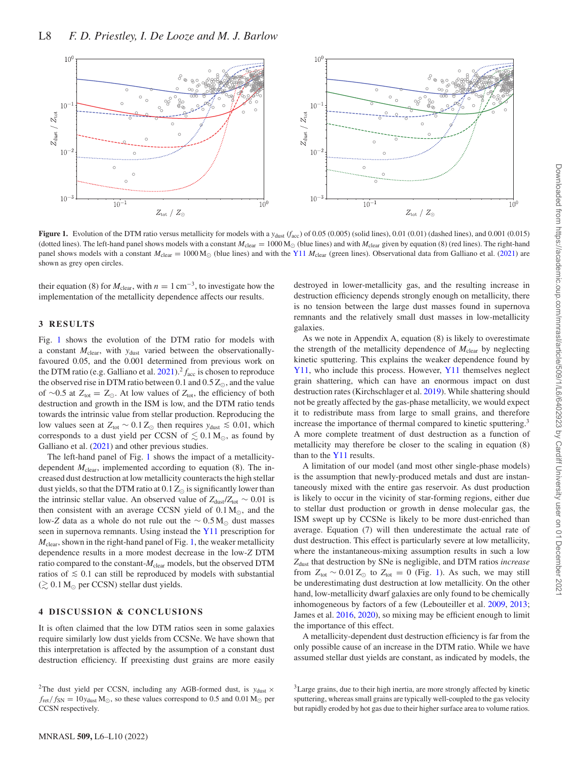**Figure 1.** Evolution of the DTM ratio versus metallicity for models with a $y_{\rm dust}$ ($f_{\rm acc}$) of 0.05 (0.005) (solid lines), 0.01 (0.01) (dashed lines), and 0.001 (0.015) (dotted lines). The left-hand panel shows models with a constant $M_{\rm clear} = 1000\,{\rm M}_\odot$ (blue lines) and with $M_{\rm clear}$ given by equation (8) (red lines). The right-hand panel shows models with a constant $M_{\rm clear} = 1000\,{\rm M}_\odot$ (blue lines) and with the Y11 $M_{\rm clear}$ (green lines). Observational data from Galliano et al. (2021) are shown as grey open circles.

their equation (8) for $M_{\rm clear}$, with $n = 1\,{\rm cm}^{-3}$, to investigate how the implementation of the metallicity dependence affects our results.

## 3 RESULTS

Fig. 1 shows the evolution of the DTM ratio for models with a constant $M_{\rm clear}$, with $y_{\rm dust}$ varied between the observationally-favoured 0.05, and the 0.001 determined from previous work on the DTM ratio (e.g. Galliano et al. 2021).[2] $f_{\rm acc}$ is chosen to reproduce the observed rise in DTM ratio between 0.1 and $0.5\,{\rm Z}_\odot$, and the value of $\sim$0.5 at $Z_{\rm tot} = {\rm Z}_\odot$. At low values of $Z_{\rm tot}$, the efficiency of both destruction and growth in the ISM is low, and the DTM ratio tends towards the intrinsic value from stellar production. Reproducing the low values seen at $Z_{\rm tot} \sim 0.1\,{\rm Z}_\odot$ then requires $y_{\rm dust} \lesssim 0.01$, which corresponds to a dust yield per CCSN of $\lesssim 0.1\,{\rm M}_\odot$, as found by Galliano et al. (2021) and other previous studies.

The left-hand panel of Fig. 1 shows the impact of a metallicity-dependent $M_{\rm clear}$, implemented according to equation (8). The increased dust destruction at low metallicity counteracts the high stellar dust yields, so that the DTM ratio at $0.1\,{\rm Z}_\odot$ is significantly lower than the intrinsic stellar value. An observed value of $Z_{\rm dust}/Z_{\rm tot} \sim 0.01$ is then consistent with an average CCSN yield of $0.1\,{\rm M}_\odot$, and the low-$Z$ data as a whole do not rule out the $\sim 0.5\,{\rm M}_\odot$ dust masses seen in supernova remnants. Using instead the Y11 prescription for $M_{\rm clear}$, shown in the right-hand panel of Fig. 1, the weaker metallicity dependence results in a more modest decrease in the low-$Z$ DTM ratio compared to the constant-$M_{\rm clear}$ models, but the observed DTM ratios of $\lesssim 0.1$ can still be reproduced by models with substantial ($\gtrsim 0.1\,{\rm M}_\odot$ per CCSN) stellar dust yields.

## 4 DISCUSSION & CONCLUSIONS

It is often claimed that the low DTM ratios seen in some galaxies require similarly low dust yields from CCSNe. We have shown that this interpretation is affected by the assumption of a constant dust destruction efficiency. If preexisting dust grains are more easily destroyed in lower-metallicity gas, and the resulting increase in destruction efficiency depends strongly enough on metallicity, there is no tension between the large dust masses found in supernova remnants and the relatively small dust masses in low-metallicity galaxies.

As we note in Appendix A, equation (8) is likely to overestimate the strength of the metallicity dependence of $M_{\rm clear}$ by neglecting kinetic sputtering. This explains the weaker dependence found by Y11, who include this process. However, Y11 themselves neglect grain shattering, which can have an enormous impact on dust destruction rates (Kirchschlager et al. 2019). While shattering should not be greatly affected by the gas-phase metallicity, we would expect it to redistribute mass from large to small grains, and therefore increase the importance of thermal compared to kinetic sputtering.[3] A more complete treatment of dust destruction as a function of metallicity may therefore be closer to the scaling in equation (8) than to the Y11 results.

A limitation of our model (and most other single-phase models) is the assumption that newly-produced metals and dust are instantaneously mixed with the entire gas reservoir. As dust production is likely to occur in the vicinity of star-forming regions, either due to stellar dust production or growth in dense molecular gas, the ISM swept up by CCSNe is likely to be more dust-enriched than average. Equation (7) will then underestimate the actual rate of dust destruction. This effect is particularly severe at low metallicity, where the instantaneous-mixing assumption results in such a low $Z_{\rm dust}$ that destruction by SNe is negligible, and DTM ratios *increase* from $Z_{\rm tot} \sim 0.01\,{\rm Z}_\odot$ to $Z_{\rm tot} = 0$ (Fig. 1). As such, we may still be underestimating dust destruction at low metallicity. On the other hand, low-metallicity dwarf galaxies are only found to be chemically inhomogeneous by factors of a few (Lebouteiller et al. 2009, 2013; James et al. 2016, 2020), so mixing may be efficient enough to limit the importance of this effect.

A metallicity-dependent dust destruction efficiency is far from the only possible cause of an increase in the DTM ratio. While we have assumed stellar dust yields are constant, as indicated by models, the

[2] The dust yield per CCSN, including any AGB-formed dust, is $y_{\rm dust} \times f_{\rm ret}/f_{\rm SN} = 10 y_{\rm dust}\,{\rm M}_\odot$, so these values correspond to 0.5 and $0.01\,{\rm M}_\odot$ per CCSN respectively.

[3] Large grains, due to their high inertia, are more strongly affected by kinetic sputtering, whereas small grains are typically well-coupled to the gas velocity but rapidly eroded by hot gas due to their higher surface area to volume ratios.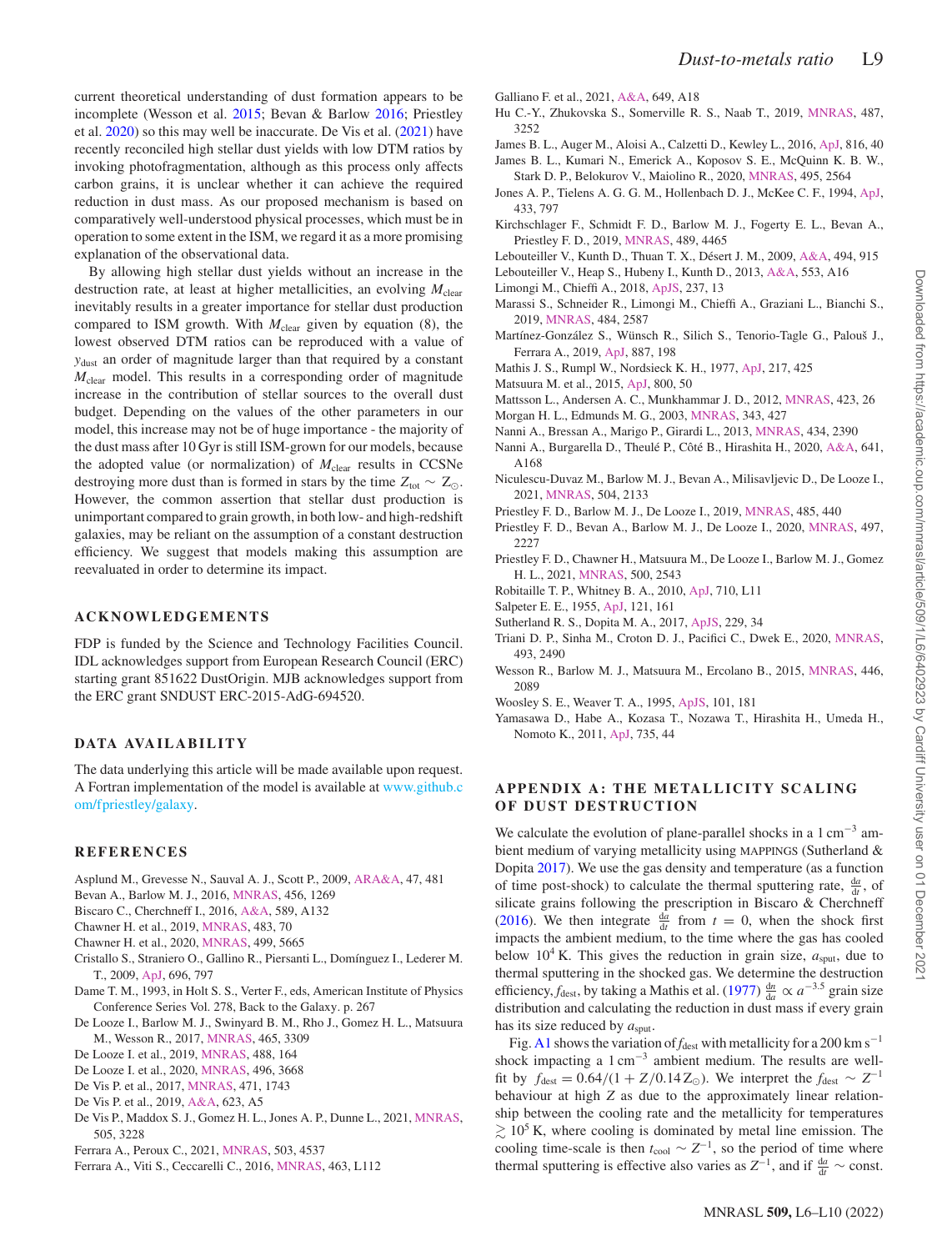current theoretical understanding of dust formation appears to be incomplete (Wesson et al. 2015; Bevan & Barlow 2016; Priestley et al. 2020) so this may well be inaccurate. De Vis et al. (2021) have recently reconciled high stellar dust yields with low DTM ratios by invoking photofragmentation, although as this process only affects carbon grains, it is unclear whether it can achieve the required reduction in dust mass. As our proposed mechanism is based on comparatively well-understood physical processes, which must be in operation to some extent in the ISM, we regard it as a more promising explanation of the observational data.

By allowing high stellar dust yields without an increase in the destruction rate, at least at higher metallicities, an evolving $M_{\rm clear}$ inevitably results in a greater importance for stellar dust production compared to ISM growth. With $M_{\rm clear}$ given by equation (8), the lowest observed DTM ratios can be reproduced with a value of $y_{\rm dust}$ an order of magnitude larger than that required by a constant $M_{\rm clear}$ model. This results in a corresponding order of magnitude increase in the contribution of stellar sources to the overall dust budget. Depending on the values of the other parameters in our model, this increase may not be of huge importance - the majority of the dust mass after 10 Gyr is still ISM-grown for our models, because the adopted value (or normalization) of $M_{\rm clear}$ results in CCSNe destroying more dust than is formed in stars by the time $Z_{\rm tot} \sim Z_{\odot}$. However, the common assertion that stellar dust production is unimportant compared to grain growth, in both low- and high-redshift galaxies, may be reliant on the assumption of a constant destruction efficiency. We suggest that models making this assumption are reevaluated in order to determine its impact.

## ACKNOWLEDGEMENTS

FDP is funded by the Science and Technology Facilities Council. IDL acknowledges support from European Research Council (ERC) starting grant 851622 DustOrigin. MJB acknowledges support from the ERC grant SNDUST ERC-2015-AdG-694520.

## DATA AVAILABILITY

The data underlying this article will be made available upon request. A Fortran implementation of the model is available at www.github.com/fpriestley/galaxy.

## REFERENCES

Asplund M., Grevesse N., Sauval A. J., Scott P., 2009, ARA&A, 47, 481
Bevan A., Barlow M. J., 2016, MNRAS, 456, 1269
Biscaro C., Cherchneff I., 2016, A&A, 589, A132
Chawner H. et al., 2019, MNRAS, 483, 70
Chawner H. et al., 2020, MNRAS, 499, 5665
Cristallo S., Straniero O., Gallino R., Piersanti L., Domínguez I., Lederer M. T., 2009, ApJ, 696, 797
Dame T. M., 1993, in Holt S. S., Verter F., eds, American Institute of Physics Conference Series Vol. 278, Back to the Galaxy. p. 267
De Looze I., Barlow M. J., Swinyard B. M., Rho J., Gomez H. L., Matsuura M., Wesson R., 2017, MNRAS, 465, 3309
De Looze I. et al., 2019, MNRAS, 488, 164
De Looze I. et al., 2020, MNRAS, 496, 3668
De Vis P. et al., 2017, MNRAS, 471, 1743
De Vis P. et al., 2019, A&A, 623, A5
De Vis P., Maddox S. J., Gomez H. L., Jones A. P., Dunne L., 2021, MNRAS, 505, 3228
Ferrara A., Peroux C., 2021, MNRAS, 503, 4537
Ferrara A., Viti S., Ceccarelli C., 2016, MNRAS, 463, L112
Galliano F. et al., 2021, A&A, 649, A18
Hu C.-Y., Zhukovska S., Somerville R. S., Naab T., 2019, MNRAS, 487, 3252
James B. L., Auger M., Aloisi A., Calzetti D., Kewley L., 2016, ApJ, 816, 40
James B. L., Kumari N., Emerick A., Koposov S. E., McQuinn K. B. W., Stark D. P., Belokurov V., Maiolino R., 2020, MNRAS, 495, 2564
Jones A. P., Tielens A. G. G. M., Hollenbach D. J., McKee C. F., 1994, ApJ, 433, 797
Kirchschlager F., Schmidt F. D., Barlow M. J., Fogerty E. L., Bevan A., Priestley F. D., 2019, MNRAS, 489, 4465
Lebouteiller V., Kunth D., Thuan T. X., Désert J. M., 2009, A&A, 494, 915
Lebouteiller V., Heap S., Hubeny I., Kunth D., 2013, A&A, 553, A16
Limongi M., Chieffi A., 2018, ApJS, 237, 13
Marassi S., Schneider R., Limongi M., Chieffi A., Graziani L., Bianchi S., 2019, MNRAS, 484, 2587
Martínez-González S., Wünsch R., Silich S., Tenorio-Tagle G., Palouš J., Ferrara A., 2019, ApJ, 887, 198
Mathis J. S., Rumpl W., Nordsieck K. H., 1977, ApJ, 217, 425
Matsuura M. et al., 2015, ApJ, 800, 50
Mattsson L., Andersen A. C., Munkhammar J. D., 2012, MNRAS, 423, 26
Morgan H. L., Edmunds M. G., 2003, MNRAS, 343, 427
Nanni A., Bressan A., Marigo P., Girardi L., 2013, MNRAS, 434, 2390
Nanni A., Burgarella D., Theulé P., Côté B., Hirashita H., 2020, A&A, 641, A168
Niculescu-Duvaz M., Barlow M. J., Bevan A., Milisavljevic D., De Looze I., 2021, MNRAS, 504, 2133
Priestley F. D., Barlow M. J., De Looze I., 2019, MNRAS, 485, 440
Priestley F. D., Bevan A., Barlow M. J., De Looze I., 2020, MNRAS, 497, 2227
Priestley F. D., Chawner H., Matsuura M., De Looze I., Barlow M. J., Gomez H. L., 2021, MNRAS, 500, 2543
Robitaille T. P., Whitney B. A., 2010, ApJ, 710, L11
Salpeter E. E., 1955, ApJ, 121, 161
Sutherland R. S., Dopita M. A., 2017, ApJS, 229, 34
Triani D. P., Sinha M., Croton D. J., Pacifici C., Dwek E., 2020, MNRAS, 493, 2490
Wesson R., Barlow M. J., Matsuura M., Ercolano B., 2015, MNRAS, 446, 2089
Woosley S. E., Weaver T. A., 1995, ApJS, 101, 181
Yamasawa D., Habe A., Kozasa T., Nozawa T., Hirashita H., Umeda H., Nomoto K., 2011, ApJ, 735, 44

## APPENDIX A: THE METALLICITY SCALING OF DUST DESTRUCTION

We calculate the evolution of plane-parallel shocks in a $1\,{\rm cm^{-3}}$ ambient medium of varying metallicity using MAPPINGS (Sutherland & Dopita 2017). We use the gas density and temperature (as a function of time post-shock) to calculate the thermal sputtering rate, $\frac{da}{dt}$, of silicate grains following the prescription in Biscaro & Cherchneff (2016). We then integrate $\frac{da}{dt}$ from $t = 0$, when the shock first impacts the ambient medium, to the time where the gas has cooled below $10^4$ K. This gives the reduction in grain size, $a_{\rm sput}$, due to thermal sputtering in the shocked gas. We determine the destruction efficiency, $f_{\rm dest}$, by taking a Mathis et al. (1977) $\frac{dn}{da} \propto a^{-3.5}$ grain size distribution and calculating the reduction in dust mass if every grain has its size reduced by $a_{\rm sput}$.

Fig. A1 shows the variation of $f_{\rm dest}$ with metallicity for a $200\,{\rm km\,s^{-1}}$ shock impacting a $1\,{\rm cm^{-3}}$ ambient medium. The results are well-fit by $f_{\rm dest} = 0.64/(1 + Z/0.14\,{\rm Z_{\odot}})$. We interpret the $f_{\rm dest} \sim Z^{-1}$ behaviour at high $Z$ as due to the approximately linear relationship between the cooling rate and the metallicity for temperatures $\gtrsim 10^5$ K, where cooling is dominated by metal line emission. The cooling time-scale is then $t_{\rm cool} \sim Z^{-1}$, so the period of time where thermal sputtering is effective also varies as $Z^{-1}$, and if $\frac{da}{dt} \sim$ const.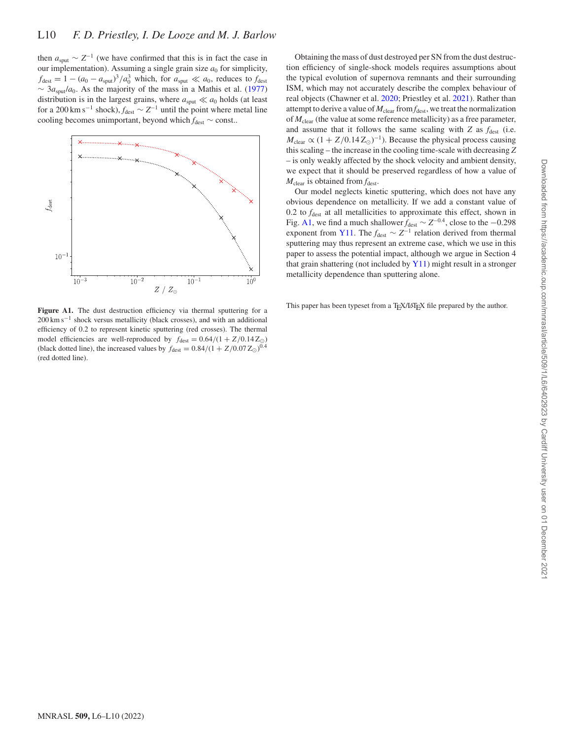then $a_{\rm sput} \sim Z^{-1}$ (we have confirmed that this is in fact the case in our implementation). Assuming a single grain size $a_0$ for simplicity, $f_{\rm dest} = 1 - (a_0 - a_{\rm sput})^3/a_0^3$ which, for $a_{\rm sput} \ll a_0$, reduces to $f_{\rm dest} \sim 3a_{\rm sput}/a_0$. As the majority of the mass in a Mathis et al. (1977) distribution is in the largest grains, where $a_{\rm sput} \ll a_0$ holds (at least for a 200 km s$^{-1}$ shock), $f_{\rm dest} \sim Z^{-1}$ until the point where metal line cooling becomes unimportant, beyond which $f_{\rm dest} \sim$ const..

$f_{\rm dest}$

$10^{-1}$

$10^{-3}$ $10^{-2}$ $10^{-1}$ $10^{0}$

$Z$ / $Z_\odot$

**Figure A1.** The dust destruction efficiency via thermal sputtering for a 200 km s$^{-1}$ shock versus metallicity (black crosses), and with an additional efficiency of 0.2 to represent kinetic sputtering (red crosses). The thermal model efficiencies are well-reproduced by $f_{\rm dest} = 0.64/(1 + Z/0.14\,{\rm Z}_\odot)$ (black dotted line), the increased values by $f_{\rm dest} = 0.84/(1 + Z/0.07\,{\rm Z}_\odot)^{0.4}$ (red dotted line).

Obtaining the mass of dust destroyed per SN from the dust destruction efficiency of single-shock models requires assumptions about the typical evolution of supernova remnants and their surrounding ISM, which may not accurately describe the complex behaviour of real objects (Chawner et al. 2020; Priestley et al. 2021). Rather than attempt to derive a value of $M_{\rm clear}$ from $f_{\rm dest}$, we treat the normalization of $M_{\rm clear}$ (the value at some reference metallicity) as a free parameter, and assume that it follows the same scaling with $Z$ as $f_{\rm dest}$ (i.e. $M_{\rm clear} \propto (1 + Z/0.14\,{\rm Z}_\odot)^{-1}$). Because the physical process causing this scaling – the increase in the cooling time-scale with decreasing $Z$ – is only weakly affected by the shock velocity and ambient density, we expect that it should be preserved regardless of how a value of $M_{\rm clear}$ is obtained from $f_{\rm dest}$.

Our model neglects kinetic sputtering, which does not have any obvious dependence on metallicity. If we add a constant value of 0.2 to $f_{\rm dest}$ at all metallicities to approximate this effect, shown in Fig. A1, we find a much shallower $f_{\rm dest} \sim Z^{-0.4}$, close to the $-0.298$ exponent from Y11. The $f_{\rm dest} \sim Z^{-1}$ relation derived from thermal sputtering may thus represent an extreme case, which we use in this paper to assess the potential impact, although we argue in Section 4 that grain shattering (not included by Y11) might result in a stronger metallicity dependence than sputtering alone.

This paper has been typeset from a TEX/LATEX file prepared by the author.